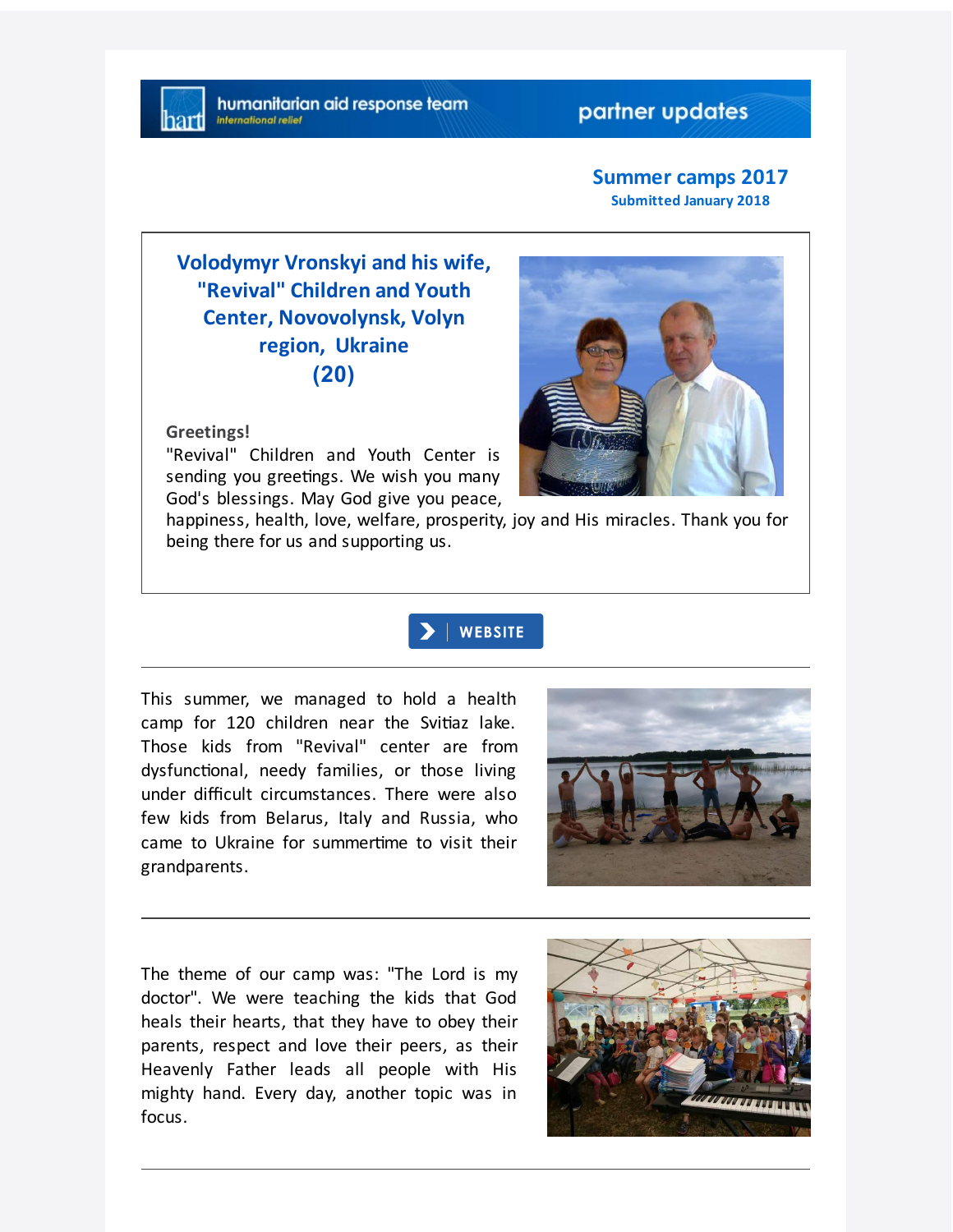humanitarian aid response team
international relief

partner updates

## Summer camps 2017

**Submitted January 2018**

### Volodymyr Vronskyi and his wife, "Revival" Children and Youth Center, Novovolynsk, Volyn region, Ukraine (20)

**Greetings!**

"Revival" Children and Youth Center is sending you greetings. We wish you many God's blessings. May God give you peace, happiness, health, love, welfare, prosperity, joy and His miracles. Thank you for being there for us and supporting us.

WEBSITE

---

This summer, we managed to hold a health camp for 120 children near the Svitiaz lake. Those kids from "Revival" center are from dysfunctional, needy families, or those living under difficult circumstances. There were also few kids from Belarus, Italy and Russia, who came to Ukraine for summertime to visit their grandparents.

---

The theme of our camp was: "The Lord is my doctor". We were teaching the kids that God heals their hearts, that they have to obey their parents, respect and love their peers, as their Heavenly Father leads all people with His mighty hand. Every day, another topic was in focus.

---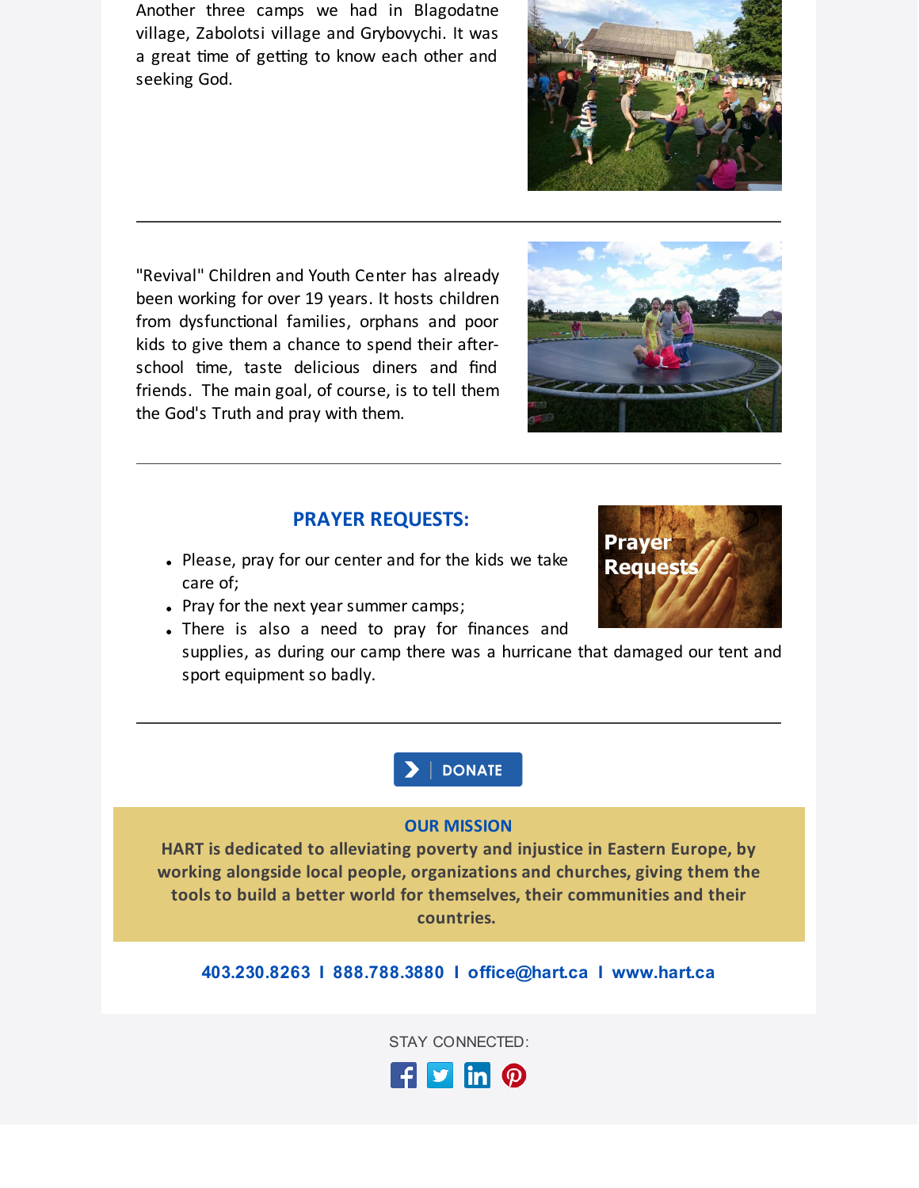Another three camps we had in Blagodatne village, Zabolotsi village and Grybovychi. It was a great time of getting to know each other and seeking God.

---

"Revival" Children and Youth Center has already been working for over 19 years. It hosts children from dysfunctional families, orphans and poor kids to give them a chance to spend their after-school time, taste delicious diners and find friends. The main goal, of course, is to tell them the God's Truth and pray with them.

---

## PRAYER REQUESTS:

- Please, pray for our center and for the kids we take care of;
- Pray for the next year summer camps;
- There is also a need to pray for finances and supplies, as during our camp there was a hurricane that damaged our tent and sport equipment so badly.

---

DONATE

**OUR MISSION**

**HART is dedicated to alleviating poverty and injustice in Eastern Europe, by working alongside local people, organizations and churches, giving them the tools to build a better world for themselves, their communities and their countries.**

**403.230.8263 I 888.788.3880 I office@hart.ca I www.hart.ca**

STAY CONNECTED: